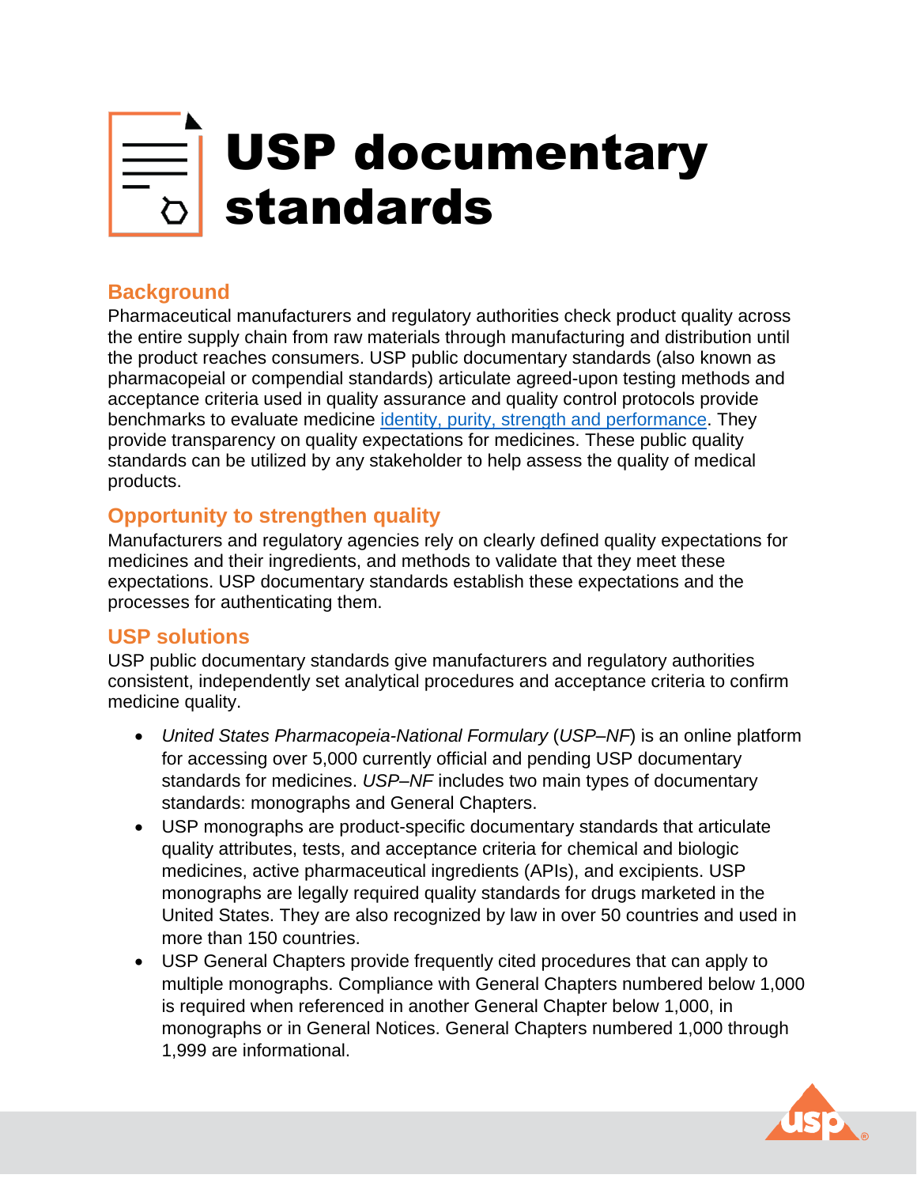# USP documentary standards

## Background

Pharmaceutical manufacturers and regulatory authorities check product quality across the entire supply chain from raw materials through manufacturing and distribution until the product reaches consumers. USP public documentary standards (also known as pharmacopeial or compendial standards) articulate agreed-upon testing methods and acceptance criteria used in quality assurance and quality control protocols provide benchmarks to evaluate medicine [identity, purity, strength and performance](). They provide transparency on quality expectations for medicines. These public quality standards can be utilized by any stakeholder to help assess the quality of medical products.

## Opportunity to strengthen quality

Manufacturers and regulatory agencies rely on clearly defined quality expectations for medicines and their ingredients, and methods to validate that they meet these expectations. USP documentary standards establish these expectations and the processes for authenticating them.

## USP solutions

USP public documentary standards give manufacturers and regulatory authorities consistent, independently set analytical procedures and acceptance criteria to confirm medicine quality.

- *United States Pharmacopeia-National Formulary* (*USP–NF*) is an online platform for accessing over 5,000 currently official and pending USP documentary standards for medicines. *USP–NF* includes two main types of documentary standards: monographs and General Chapters.
- USP monographs are product-specific documentary standards that articulate quality attributes, tests, and acceptance criteria for chemical and biologic medicines, active pharmaceutical ingredients (APIs), and excipients. USP monographs are legally required quality standards for drugs marketed in the United States. They are also recognized by law in over 50 countries and used in more than 150 countries.
- USP General Chapters provide frequently cited procedures that can apply to multiple monographs. Compliance with General Chapters numbered below 1,000 is required when referenced in another General Chapter below 1,000, in monographs or in General Notices. General Chapters numbered 1,000 through 1,999 are informational.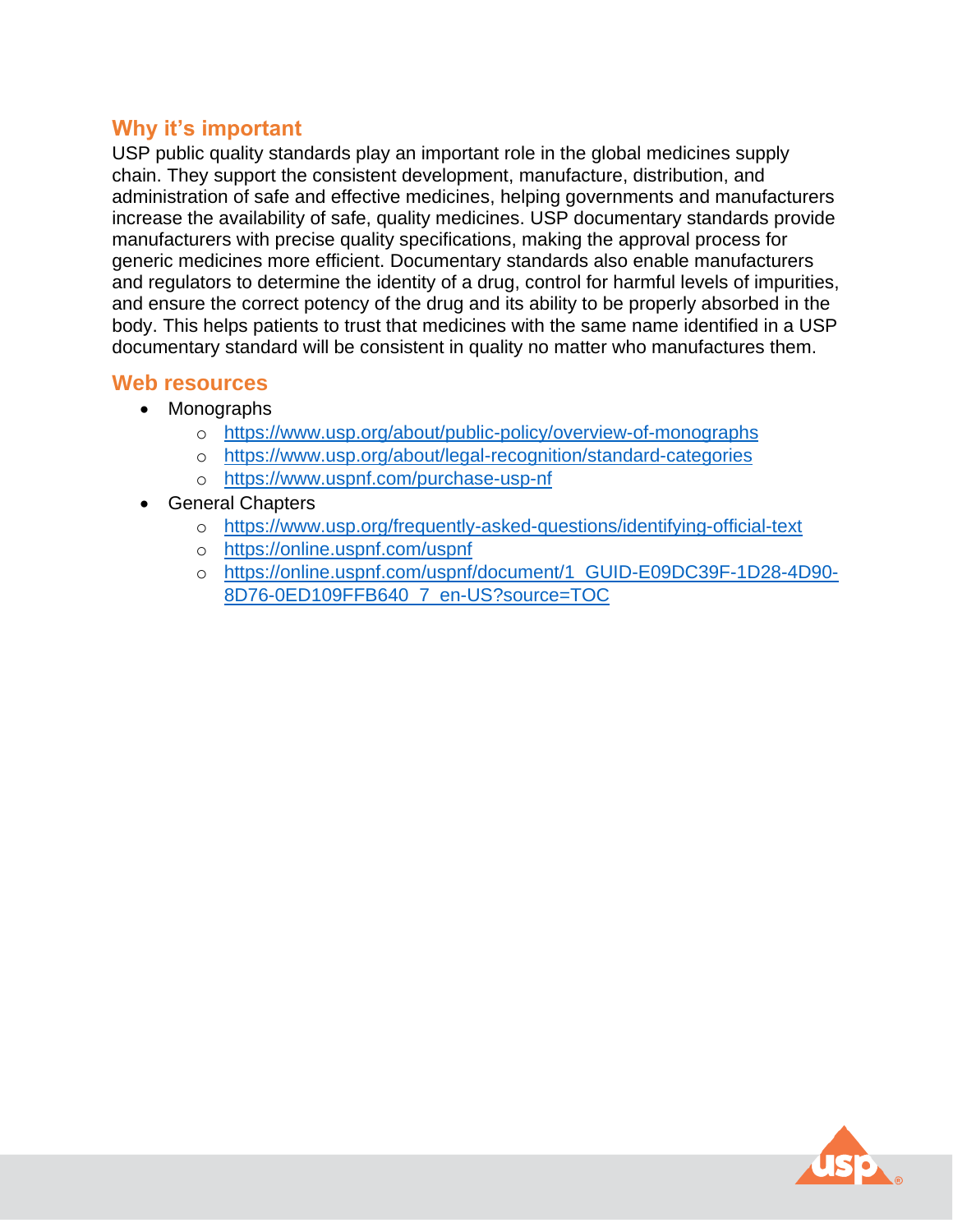## Why it's important

USP public quality standards play an important role in the global medicines supply chain. They support the consistent development, manufacture, distribution, and administration of safe and effective medicines, helping governments and manufacturers increase the availability of safe, quality medicines. USP documentary standards provide manufacturers with precise quality specifications, making the approval process for generic medicines more efficient. Documentary standards also enable manufacturers and regulators to determine the identity of a drug, control for harmful levels of impurities, and ensure the correct potency of the drug and its ability to be properly absorbed in the body. This helps patients to trust that medicines with the same name identified in a USP documentary standard will be consistent in quality no matter who manufactures them.

## Web resources

- Monographs
  - https://www.usp.org/about/public-policy/overview-of-monographs
  - https://www.usp.org/about/legal-recognition/standard-categories
  - https://www.uspnf.com/purchase-usp-nf
- General Chapters
  - https://www.usp.org/frequently-asked-questions/identifying-official-text
  - https://online.uspnf.com/uspnf
  - https://online.uspnf.com/uspnf/document/1_GUID-E09DC39F-1D28-4D90-8D76-0ED109FFB640_7_en-US?source=TOC